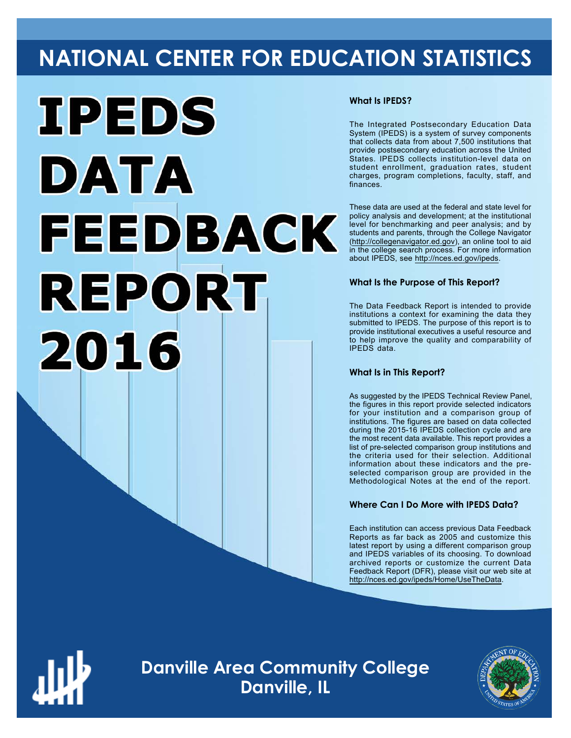# NATIONAL CENTER FOR EDUCATION STATISTICS

# IPEDS DATA FEEDBACK REPORT 2016

### What Is IPEDS?

The Integrated Postsecondary Education Data System (IPEDS) is a system of survey components that collects data from about 7,500 institutions that provide postsecondary education across the United States. IPEDS collects institution-level data on student enrollment, graduation rates, student charges, program completions, faculty, staff, and finances.

These data are used at the federal and state level for policy analysis and development; at the institutional level for benchmarking and peer analysis; and by students and parents, through the College Navigator (http://collegenavigator.ed.gov), an online tool to aid in the college search process. For more information about IPEDS, see http://nces.ed.gov/ipeds.

### What Is the Purpose of This Report?

The Data Feedback Report is intended to provide institutions a context for examining the data they submitted to IPEDS. The purpose of this report is to provide institutional executives a useful resource and to help improve the quality and comparability of IPEDS data.

### What Is in This Report?

As suggested by the IPEDS Technical Review Panel, the figures in this report provide selected indicators for your institution and a comparison group of institutions. The figures are based on data collected during the 2015-16 IPEDS collection cycle and are the most recent data available. This report provides a list of pre-selected comparison group institutions and the criteria used for their selection. Additional information about these indicators and the pre-selected comparison group are provided in the Methodological Notes at the end of the report.

### Where Can I Do More with IPEDS Data?

Each institution can access previous Data Feedback Reports as far back as 2005 and customize this latest report by using a different comparison group and IPEDS variables of its choosing. To download archived reports or customize the current Data Feedback Report (DFR), please visit our web site at http://nces.ed.gov/ipeds/Home/UseTheData.

## Danville Area Community College
## Danville, IL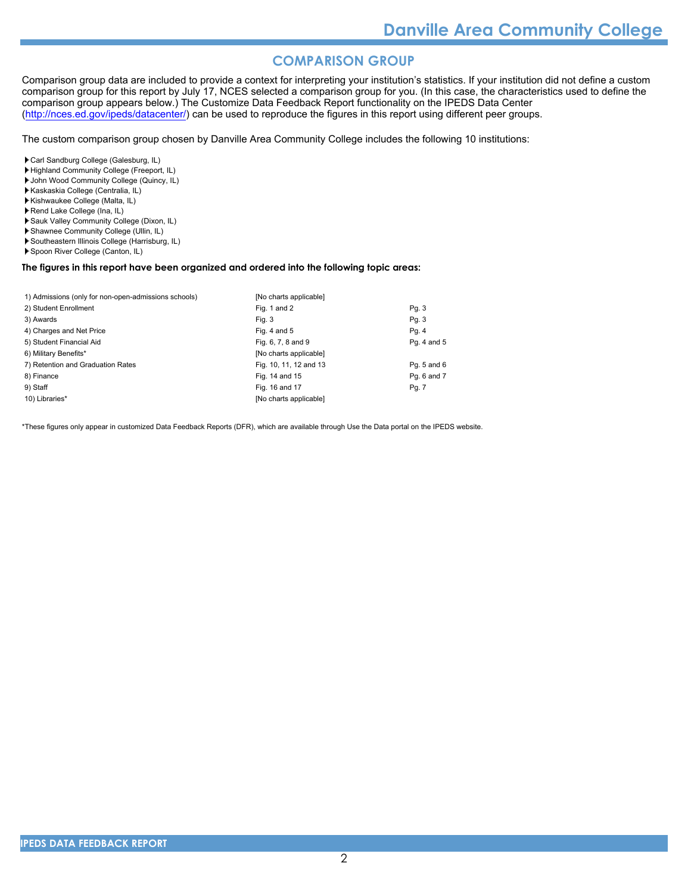# COMPARISON GROUP

Comparison group data are included to provide a context for interpreting your institution's statistics. If your institution did not define a custom comparison group for this report by July 17, NCES selected a comparison group for you. (In this case, the characteristics used to define the comparison group appears below.) The Customize Data Feedback Report functionality on the IPEDS Data Center (http://nces.ed.gov/ipeds/datacenter/) can be used to reproduce the figures in this report using different peer groups.

The custom comparison group chosen by Danville Area Community College includes the following 10 institutions:

- Carl Sandburg College (Galesburg, IL)
- Highland Community College (Freeport, IL)
- John Wood Community College (Quincy, IL)
- Kaskaskia College (Centralia, IL)
- Kishwaukee College (Malta, IL)
- Rend Lake College (Ina, IL)
- Sauk Valley Community College (Dixon, IL)
- Shawnee Community College (Ullin, IL)
- Southeastern Illinois College (Harrisburg, IL)
- Spoon River College (Canton, IL)

**The figures in this report have been organized and ordered into the following topic areas:**

| Topic | Figures | Pages |
|---|---|---|
| 1) Admissions (only for non-open-admissions schools) | [No charts applicable] | |
| 2) Student Enrollment | Fig. 1 and 2 | Pg. 3 |
| 3) Awards | Fig. 3 | Pg. 3 |
| 4) Charges and Net Price | Fig. 4 and 5 | Pg. 4 |
| 5) Student Financial Aid | Fig. 6, 7, 8 and 9 | Pg. 4 and 5 |
| 6) Military Benefits* | [No charts applicable] | |
| 7) Retention and Graduation Rates | Fig. 10, 11, 12 and 13 | Pg. 5 and 6 |
| 8) Finance | Fig. 14 and 15 | Pg. 6 and 7 |
| 9) Staff | Fig. 16 and 17 | Pg. 7 |
| 10) Libraries* | [No charts applicable] | |

*These figures only appear in customized Data Feedback Reports (DFR), which are available through Use the Data portal on the IPEDS website.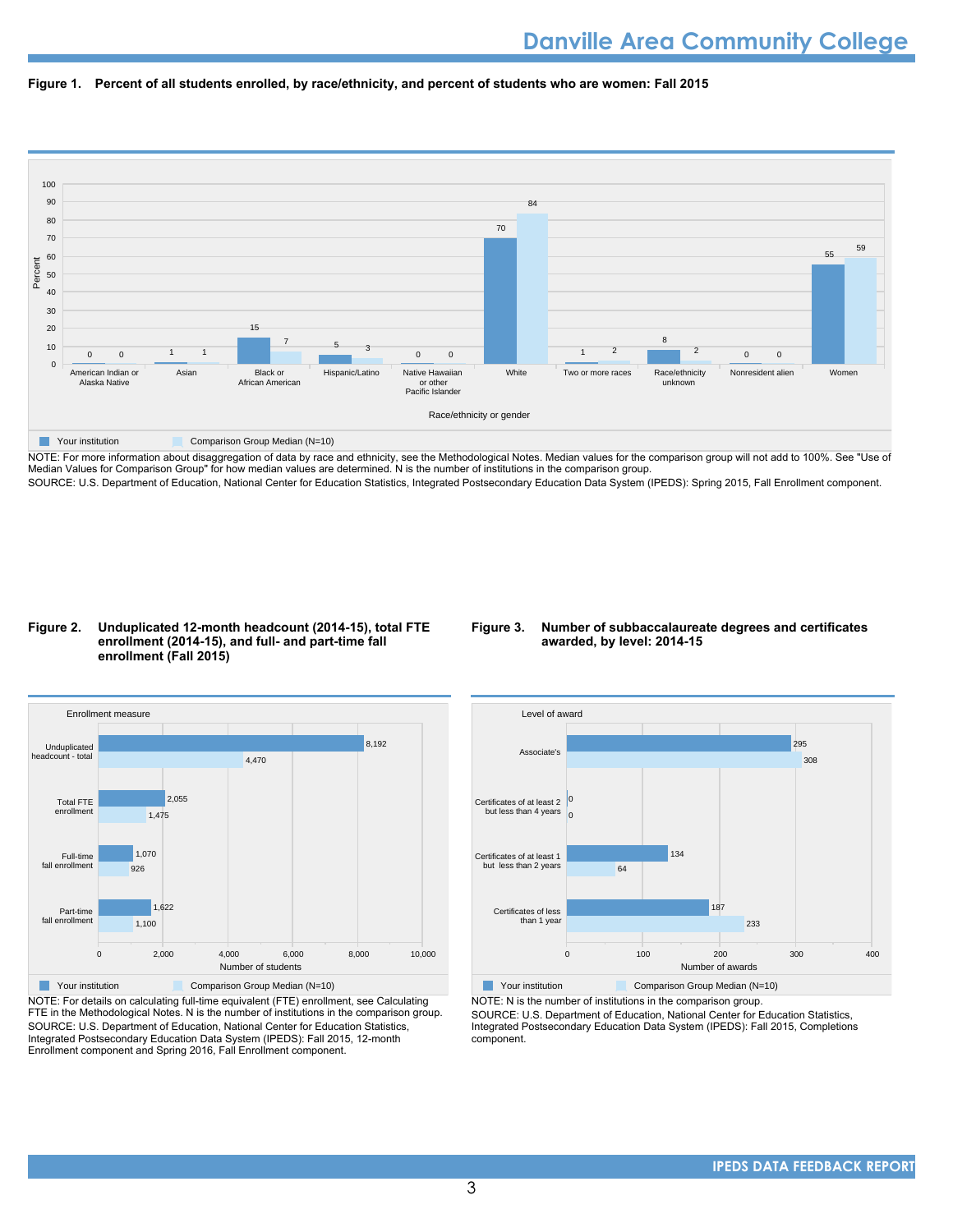# Danville Area Community College

**Figure 1. Percent of all students enrolled, by race/ethnicity, and percent of students who are women: Fall 2015**

| Race/ethnicity or gender | Your institution | Comparison Group Median (N=10) |
|---|---|---|
| American Indian or Alaska Native | 0 | 0 |
| Asian | 1 | 1 |
| Black or African American | 15 | 7 |
| Hispanic/Latino | 5 | 3 |
| Native Hawaiian or other Pacific Islander | 0 | 0 |
| White | 70 | 84 |
| Two or more races | 1 | 2 |
| Race/ethnicity unknown | 8 | 2 |
| Nonresident alien | 0 | 0 |
| Women | 55 | 59 |

NOTE: For more information about disaggregation of data by race and ethnicity, see the Methodological Notes. Median values for the comparison group will not add to 100%. See "Use of Median Values for Comparison Group" for how median values are determined. N is the number of institutions in the comparison group.
SOURCE: U.S. Department of Education, National Center for Education Statistics, Integrated Postsecondary Education Data System (IPEDS): Spring 2015, Fall Enrollment component.

**Figure 2. Unduplicated 12-month headcount (2014-15), total FTE enrollment (2014-15), and full- and part-time fall enrollment (Fall 2015)**

| Enrollment measure | Your institution | Comparison Group Median (N=10) |
|---|---|---|
| Unduplicated headcount - total | 8,192 | 4,470 |
| Total FTE enrollment | 2,055 | 1,475 |
| Full-time fall enrollment | 1,070 | 926 |
| Part-time fall enrollment | 1,622 | 1,100 |

NOTE: For details on calculating full-time equivalent (FTE) enrollment, see Calculating FTE in the Methodological Notes. N is the number of institutions in the comparison group.
SOURCE: U.S. Department of Education, National Center for Education Statistics, Integrated Postsecondary Education Data System (IPEDS): Fall 2015, 12-month Enrollment component and Spring 2016, Fall Enrollment component.

**Figure 3. Number of subbaccalaureate degrees and certificates awarded, by level: 2014-15**

| Level of award | Your institution | Comparison Group Median (N=10) |
|---|---|---|
| Associate's | 295 | 308 |
| Certificates of at least 2 but less than 4 years | 0 | 0 |
| Certificates of at least 1 but less than 2 years | 134 | 64 |
| Certificates of less than 1 year | 187 | 233 |

NOTE: N is the number of institutions in the comparison group.
SOURCE: U.S. Department of Education, National Center for Education Statistics, Integrated Postsecondary Education Data System (IPEDS): Fall 2015, Completions component.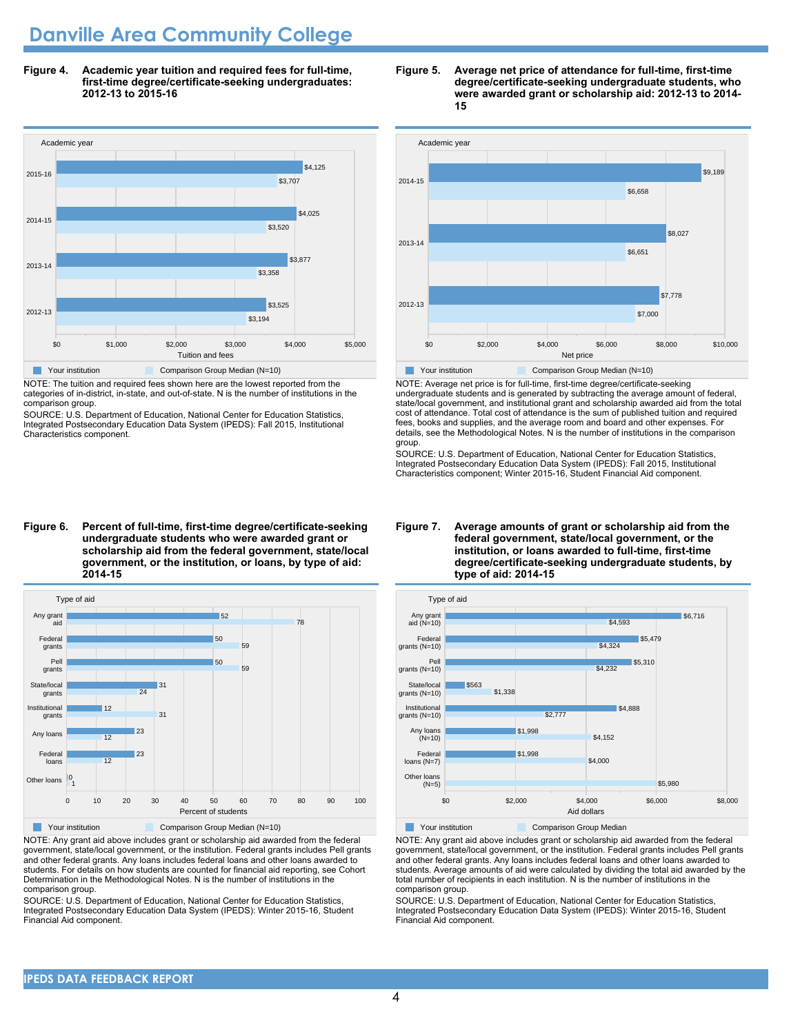# Danville Area Community College

**Figure 4. Academic year tuition and required fees for full-time, first-time degree/certificate-seeking undergraduates: 2012-13 to 2015-16**

| Academic year | Your institution | Comparison Group Median (N=10) |
|---|---|---|
| 2015-16 | $4,125 | $3,707 |
| 2014-15 | $4,025 | $3,520 |
| 2013-14 | $3,877 | $3,358 |
| 2012-13 | $3,525 | $3,194 |

NOTE: The tuition and required fees shown here are the lowest reported from the categories of in-district, in-state, and out-of-state. N is the number of institutions in the comparison group.

SOURCE: U.S. Department of Education, National Center for Education Statistics, Integrated Postsecondary Education Data System (IPEDS): Fall 2015, Institutional Characteristics component.

**Figure 5. Average net price of attendance for full-time, first-time degree/certificate-seeking undergraduate students, who were awarded grant or scholarship aid: 2012-13 to 2014-15**

| Academic year | Your institution | Comparison Group Median (N=10) |
|---|---|---|
| 2014-15 | $9,189 | $6,658 |
| 2013-14 | $8,027 | $6,651 |
| 2012-13 | $7,778 | $7,000 |

NOTE: Average net price is for full-time, first-time degree/certificate-seeking undergraduate students and is generated by subtracting the average amount of federal, state/local government, and institutional grant and scholarship awarded aid from the total cost of attendance. Total cost of attendance is the sum of published tuition and required fees, books and supplies, and the average room and board and other expenses. For details, see the Methodological Notes. N is the number of institutions in the comparison group.

SOURCE: U.S. Department of Education, National Center for Education Statistics, Integrated Postsecondary Education Data System (IPEDS): Fall 2015, Institutional Characteristics component; Winter 2015-16, Student Financial Aid component.

**Figure 6. Percent of full-time, first-time degree/certificate-seeking undergraduate students who were awarded grant or scholarship aid from the federal government, state/local government, or the institution, or loans, by type of aid: 2014-15**

| Type of aid | Your institution | Comparison Group Median (N=10) |
|---|---|---|
| Any grant aid | 52 | 78 |
| Federal grants | 50 | 59 |
| Pell grants | 50 | 59 |
| State/local grants | 31 | 24 |
| Institutional grants | 12 | 31 |
| Any loans | 23 | 12 |
| Federal loans | 23 | 12 |
| Other loans | 0 | 1 |

NOTE: Any grant aid above includes grant or scholarship aid awarded from the federal government, state/local government, or the institution. Federal grants includes Pell grants and other federal grants. Any loans includes federal loans and other loans awarded to students. For details on how students are counted for financial aid reporting, see Cohort Determination in the Methodological Notes. N is the number of institutions in the comparison group.

SOURCE: U.S. Department of Education, National Center for Education Statistics, Integrated Postsecondary Education Data System (IPEDS): Winter 2015-16, Student Financial Aid component.

**Figure 7. Average amounts of grant or scholarship aid from the federal government, state/local government, or the institution, or loans awarded to full-time, first-time degree/certificate-seeking undergraduate students, by type of aid: 2014-15**

| Type of aid | Your institution | Comparison Group Median |
|---|---|---|
| Any grant aid (N=10) | $6,716 | $4,593 |
| Federal grants (N=10) | $5,479 | $4,324 |
| Pell grants (N=10) | $5,310 | $4,232 |
| State/local grants (N=10) | $563 | $1,338 |
| Institutional grants (N=10) | $4,888 | $2,777 |
| Any loans (N=10) | $1,998 | $4,152 |
| Federal loans (N=7) | $1,998 | $4,000 |
| Other loans (N=5) | | $5,980 |

NOTE: Any grant aid above includes grant or scholarship aid awarded from the federal government, state/local government, or the institution. Federal grants includes Pell grants and other federal grants. Any loans includes federal loans and other loans awarded to students. Average amounts of aid were calculated by dividing the total aid awarded by the total number of recipients in each institution. N is the number of institutions in the comparison group.

SOURCE: U.S. Department of Education, National Center for Education Statistics, Integrated Postsecondary Education Data System (IPEDS): Winter 2015-16, Student Financial Aid component.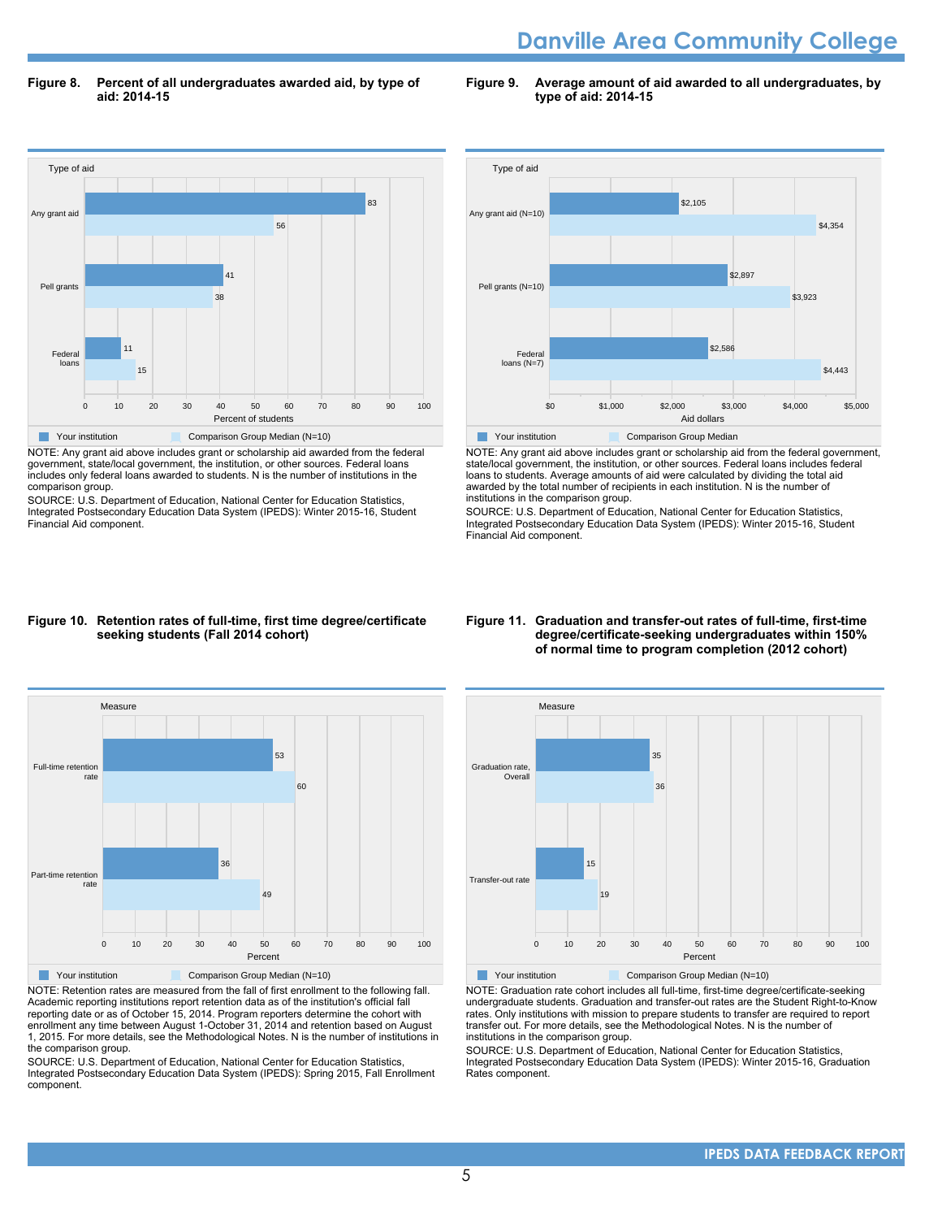**Figure 8. Percent of all undergraduates awarded aid, by type of aid: 2014-15**

| Type of aid | Your institution | Comparison Group Median (N=10) |
|---|---|---|
| Any grant aid | 83 | 56 |
| Pell grants | 41 | 38 |
| Federal loans | 11 | 15 |

NOTE: Any grant aid above includes grant or scholarship aid awarded from the federal government, state/local government, the institution, or other sources. Federal loans includes only federal loans awarded to students. N is the number of institutions in the comparison group.

SOURCE: U.S. Department of Education, National Center for Education Statistics, Integrated Postsecondary Education Data System (IPEDS): Winter 2015-16, Student Financial Aid component.

**Figure 9. Average amount of aid awarded to all undergraduates, by type of aid: 2014-15**

| Type of aid | Your institution | Comparison Group Median |
|---|---|---|
| Any grant aid (N=10) | $2,105 | $4,354 |
| Pell grants (N=10) | $2,897 | $3,923 |
| Federal loans (N=7) | $2,586 | $4,443 |

NOTE: Any grant aid above includes grant or scholarship aid from the federal government, state/local government, the institution, or other sources. Federal loans includes federal loans to students. Average amounts of aid were calculated by dividing the total aid awarded by the total number of recipients in each institution. N is the number of institutions in the comparison group.

SOURCE: U.S. Department of Education, National Center for Education Statistics, Integrated Postsecondary Education Data System (IPEDS): Winter 2015-16, Student Financial Aid component.

**Figure 10. Retention rates of full-time, first time degree/certificate seeking students (Fall 2014 cohort)**

| Measure | Your institution | Comparison Group Median (N=10) |
|---|---|---|
| Full-time retention rate | 53 | 60 |
| Part-time retention rate | 36 | 49 |

NOTE: Retention rates are measured from the fall of first enrollment to the following fall. Academic reporting institutions report retention data as of the institution's official fall reporting date or as of October 15, 2014. Program reporters determine the cohort with enrollment any time between August 1-October 31, 2014 and retention based on August 1, 2015. For more details, see the Methodological Notes. N is the number of institutions in the comparison group.

SOURCE: U.S. Department of Education, National Center for Education Statistics, Integrated Postsecondary Education Data System (IPEDS): Spring 2015, Fall Enrollment component.

**Figure 11. Graduation and transfer-out rates of full-time, first-time degree/certificate-seeking undergraduates within 150% of normal time to program completion (2012 cohort)**

| Measure | Your institution | Comparison Group Median (N=10) |
|---|---|---|
| Graduation rate, Overall | 35 | 36 |
| Transfer-out rate | 15 | 19 |

NOTE: Graduation rate cohort includes all full-time, first-time degree/certificate-seeking undergraduate students. Graduation and transfer-out rates are the Student Right-to-Know rates. Only institutions with mission to prepare students to transfer are required to report transfer out. For more details, see the Methodological Notes. N is the number of institutions in the comparison group.

SOURCE: U.S. Department of Education, National Center for Education Statistics, Integrated Postsecondary Education Data System (IPEDS): Winter 2015-16, Graduation Rates component.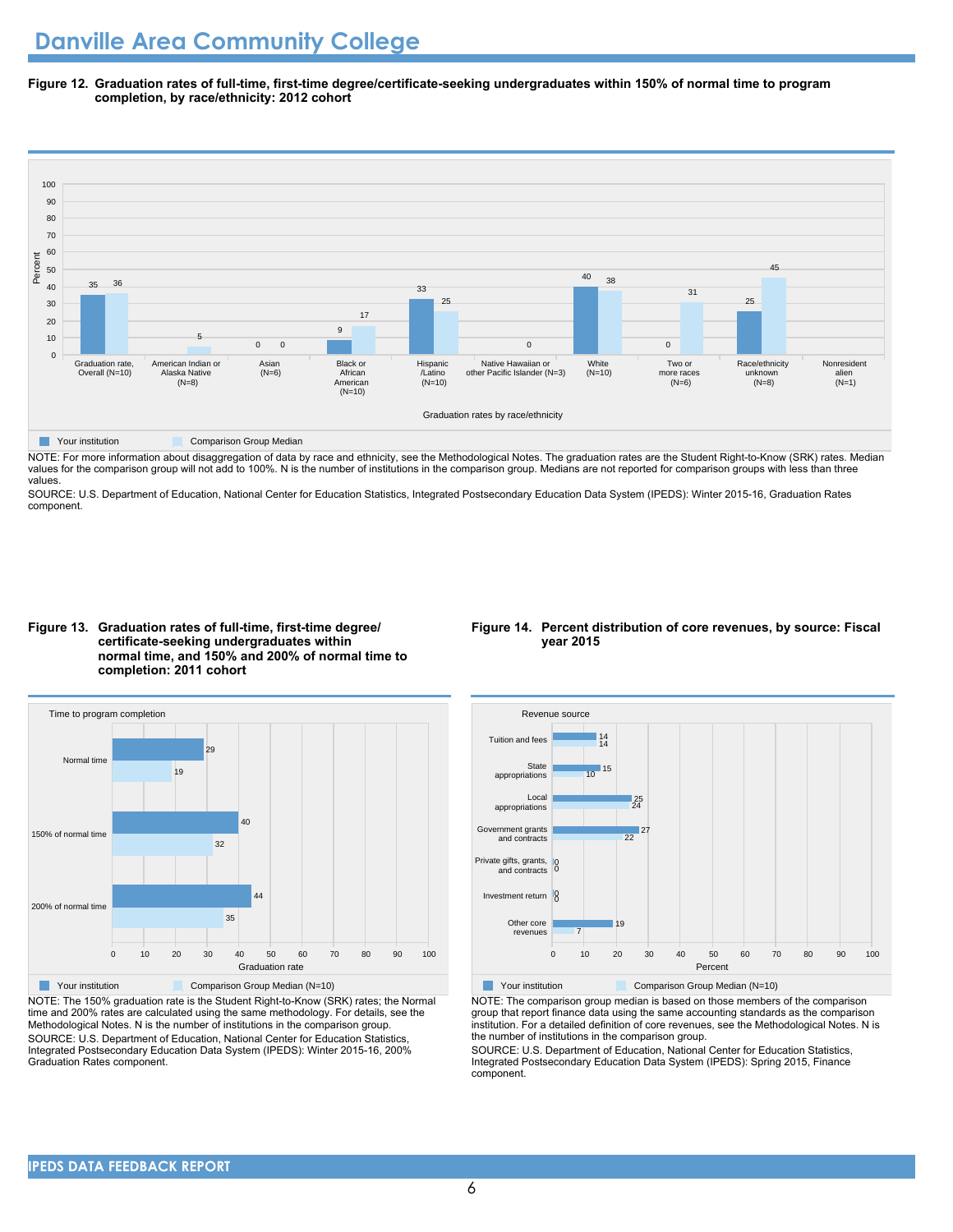# Danville Area Community College

**Figure 12. Graduation rates of full-time, first-time degree/certificate-seeking undergraduates within 150% of normal time to program completion, by race/ethnicity: 2012 cohort**

| Graduation rates by race/ethnicity | Your institution | Comparison Group Median |
|---|---|---|
| Graduation rate, Overall (N=10) | 35 | 36 |
| American Indian or Alaska Native (N=8) | | 5 |
| Asian (N=6) | 0 | 0 |
| Black or African American (N=10) | 9 | 17 |
| Hispanic /Latino (N=10) | 33 | 25 |
| Native Hawaiian or other Pacific Islander (N=3) | | 0 |
| White (N=10) | 40 | 38 |
| Two or more races (N=6) | 0 | 31 |
| Race/ethnicity unknown (N=8) | 25 | 45 |
| Nonresident alien (N=1) | | |

NOTE: For more information about disaggregation of data by race and ethnicity, see the Methodological Notes. The graduation rates are the Student Right-to-Know (SRK) rates. Median values for the comparison group will not add to 100%. N is the number of institutions in the comparison group. Medians are not reported for comparison groups with less than three values.

SOURCE: U.S. Department of Education, National Center for Education Statistics, Integrated Postsecondary Education Data System (IPEDS): Winter 2015-16, Graduation Rates component.

**Figure 13. Graduation rates of full-time, first-time degree/ certificate-seeking undergraduates within normal time, and 150% and 200% of normal time to completion: 2011 cohort**

| Time to program completion | Your institution | Comparison Group Median (N=10) |
|---|---|---|
| Normal time | 29 | 19 |
| 150% of normal time | 40 | 32 |
| 200% of normal time | 44 | 35 |

NOTE: The 150% graduation rate is the Student Right-to-Know (SRK) rates; the Normal time and 200% rates are calculated using the same methodology. For details, see the Methodological Notes. N is the number of institutions in the comparison group.

SOURCE: U.S. Department of Education, National Center for Education Statistics, Integrated Postsecondary Education Data System (IPEDS): Winter 2015-16, 200% Graduation Rates component.

**Figure 14. Percent distribution of core revenues, by source: Fiscal year 2015**

| Revenue source | Your institution | Comparison Group Median (N=10) |
|---|---|---|
| Tuition and fees | 14 | 14 |
| State appropriations | 15 | 10 |
| Local appropriations | 25 | 24 |
| Government grants and contracts | 27 | 22 |
| Private gifts, grants, and contracts | 0 | 0 |
| Investment return | 0 | 0 |
| Other core revenues | 19 | 7 |

NOTE: The comparison group median is based on those members of the comparison group that report finance data using the same accounting standards as the comparison institution. For a detailed definition of core revenues, see the Methodological Notes. N is the number of institutions in the comparison group.

SOURCE: U.S. Department of Education, National Center for Education Statistics, Integrated Postsecondary Education Data System (IPEDS): Spring 2015, Finance component.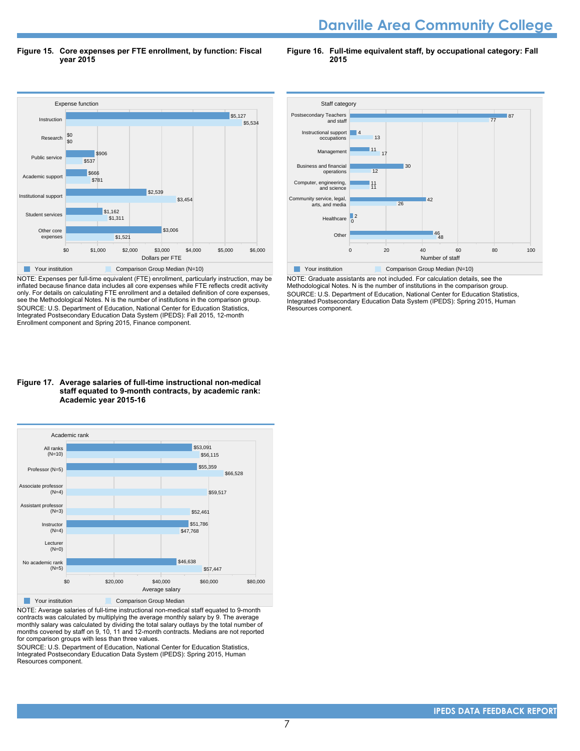# Danville Area Community College

**Figure 15. Core expenses per FTE enrollment, by function: Fiscal year 2015**

| Expense function | Your institution | Comparison Group Median (N=10) |
| --- | --- | --- |
| Instruction | $5,127 | $5,534 |
| Research | $0 | $0 |
| Public service | $906 | $537 |
| Academic support | $666 | $781 |
| Institutional support | $2,539 | $3,454 |
| Student services | $1,162 | $1,311 |
| Other core expenses | $3,006 | $1,521 |

NOTE: Expenses per full-time equivalent (FTE) enrollment, particularly instruction, may be inflated because finance data includes all core expenses while FTE reflects credit activity only. For details on calculating FTE enrollment and a detailed definition of core expenses, see the Methodological Notes. N is the number of institutions in the comparison group.
SOURCE: U.S. Department of Education, National Center for Education Statistics, Integrated Postsecondary Education Data System (IPEDS): Fall 2015, 12-month Enrollment component and Spring 2015, Finance component.

**Figure 16. Full-time equivalent staff, by occupational category: Fall 2015**

| Staff category | Your institution | Comparison Group Median (N=10) |
| --- | --- | --- |
| Postsecondary Teachers and staff | 87 | 77 |
| Instructional support occupations | 4 | 13 |
| Management | 11 | 17 |
| Business and financial operations | 30 | 12 |
| Computer, engineering, and science | 11 | 11 |
| Community service, legal, arts, and media | 42 | 26 |
| Healthcare | 2 | 0 |
| Other | 46 | 48 |

NOTE: Graduate assistants are not included. For calculation details, see the Methodological Notes. N is the number of institutions in the comparison group.
SOURCE: U.S. Department of Education, National Center for Education Statistics, Integrated Postsecondary Education Data System (IPEDS): Spring 2015, Human Resources component.

**Figure 17. Average salaries of full-time instructional non-medical staff equated to 9-month contracts, by academic rank: Academic year 2015-16**

| Academic rank | Your institution | Comparison Group Median |
| --- | --- | --- |
| All ranks (N=10) | $53,091 | $56,115 |
| Professor (N=5) | $55,359 | $66,528 |
| Associate professor (N=4) | | $59,517 |
| Assistant professor (N=3) | | $52,461 |
| Instructor (N=4) | $51,786 | $47,768 |
| Lecturer (N=0) | | |
| No academic rank (N=5) | $46,638 | $57,447 |

NOTE: Average salaries of full-time instructional non-medical staff equated to 9-month contracts was calculated by multiplying the average monthly salary by 9. The average monthly salary was calculated by dividing the total salary outlays by the total number of months covered by staff on 9, 10, 11 and 12-month contracts. Medians are not reported for comparison groups with less than three values.
SOURCE: U.S. Department of Education, National Center for Education Statistics, Integrated Postsecondary Education Data System (IPEDS): Spring 2015, Human Resources component.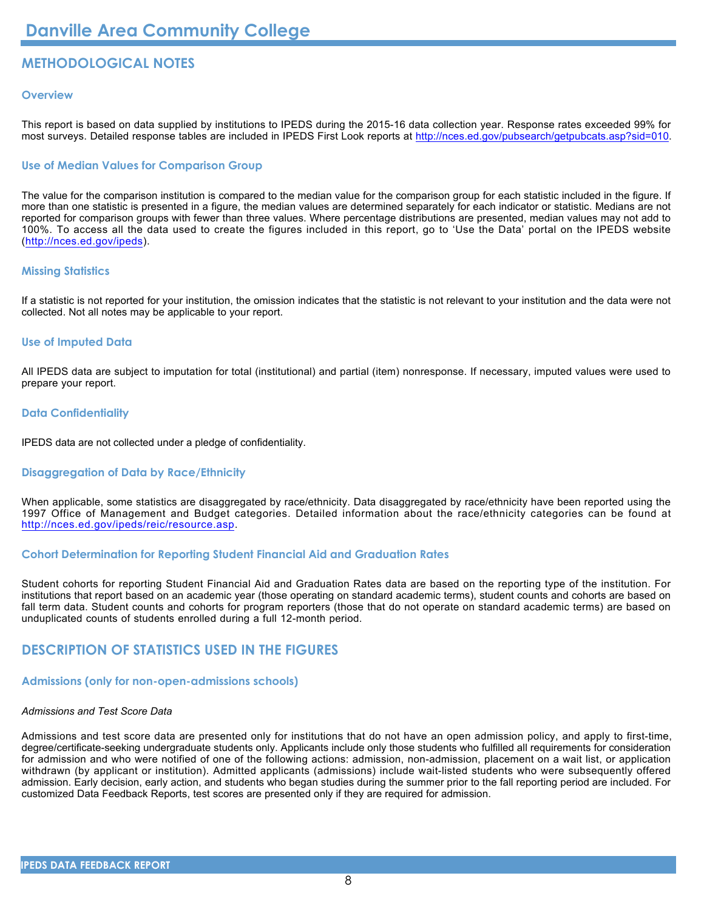# Danville Area Community College

## METHODOLOGICAL NOTES

### Overview

This report is based on data supplied by institutions to IPEDS during the 2015-16 data collection year. Response rates exceeded 99% for most surveys. Detailed response tables are included in IPEDS First Look reports at http://nces.ed.gov/pubsearch/getpubcats.asp?sid=010.

### Use of Median Values for Comparison Group

The value for the comparison institution is compared to the median value for the comparison group for each statistic included in the figure. If more than one statistic is presented in a figure, the median values are determined separately for each indicator or statistic. Medians are not reported for comparison groups with fewer than three values. Where percentage distributions are presented, median values may not add to 100%. To access all the data used to create the figures included in this report, go to 'Use the Data' portal on the IPEDS website (http://nces.ed.gov/ipeds).

### Missing Statistics

If a statistic is not reported for your institution, the omission indicates that the statistic is not relevant to your institution and the data were not collected. Not all notes may be applicable to your report.

### Use of Imputed Data

All IPEDS data are subject to imputation for total (institutional) and partial (item) nonresponse. If necessary, imputed values were used to prepare your report.

### Data Confidentiality

IPEDS data are not collected under a pledge of confidentiality.

### Disaggregation of Data by Race/Ethnicity

When applicable, some statistics are disaggregated by race/ethnicity. Data disaggregated by race/ethnicity have been reported using the 1997 Office of Management and Budget categories. Detailed information about the race/ethnicity categories can be found at http://nces.ed.gov/ipeds/reic/resource.asp.

### Cohort Determination for Reporting Student Financial Aid and Graduation Rates

Student cohorts for reporting Student Financial Aid and Graduation Rates data are based on the reporting type of the institution. For institutions that report based on an academic year (those operating on standard academic terms), student counts and cohorts are based on fall term data. Student counts and cohorts for program reporters (those that do not operate on standard academic terms) are based on unduplicated counts of students enrolled during a full 12-month period.

## DESCRIPTION OF STATISTICS USED IN THE FIGURES

### Admissions (only for non-open-admissions schools)

*Admissions and Test Score Data*

Admissions and test score data are presented only for institutions that do not have an open admission policy, and apply to first-time, degree/certificate-seeking undergraduate students only. Applicants include only those students who fulfilled all requirements for consideration for admission and who were notified of one of the following actions: admission, non-admission, placement on a wait list, or application withdrawn (by applicant or institution). Admitted applicants (admissions) include wait-listed students who were subsequently offered admission. Early decision, early action, and students who began studies during the summer prior to the fall reporting period are included. For customized Data Feedback Reports, test scores are presented only if they are required for admission.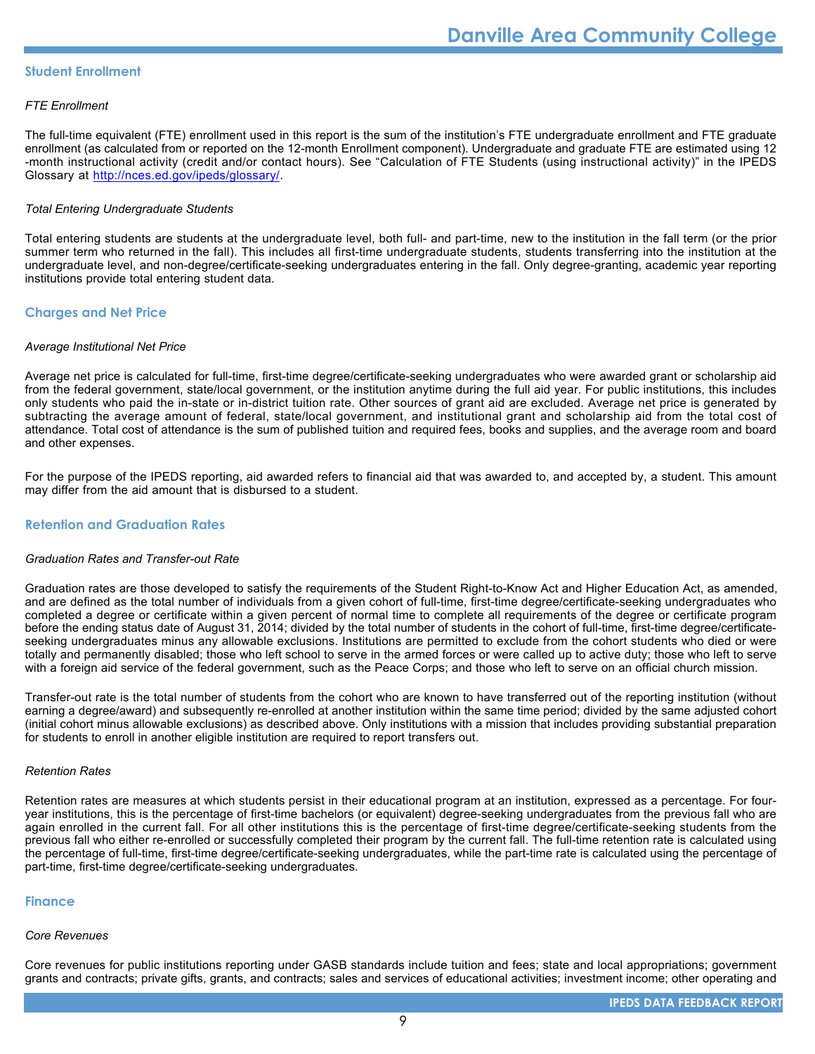## Student Enrollment

*FTE Enrollment*

The full-time equivalent (FTE) enrollment used in this report is the sum of the institution's FTE undergraduate enrollment and FTE graduate enrollment (as calculated from or reported on the 12-month Enrollment component). Undergraduate and graduate FTE are estimated using 12-month instructional activity (credit and/or contact hours). See "Calculation of FTE Students (using instructional activity)" in the IPEDS Glossary at [http://nces.ed.gov/ipeds/glossary/](http://nces.ed.gov/ipeds/glossary/).

*Total Entering Undergraduate Students*

Total entering students are students at the undergraduate level, both full- and part-time, new to the institution in the fall term (or the prior summer term who returned in the fall). This includes all first-time undergraduate students, students transferring into the institution at the undergraduate level, and non-degree/certificate-seeking undergraduates entering in the fall. Only degree-granting, academic year reporting institutions provide total entering student data.

## Charges and Net Price

*Average Institutional Net Price*

Average net price is calculated for full-time, first-time degree/certificate-seeking undergraduates who were awarded grant or scholarship aid from the federal government, state/local government, or the institution anytime during the full aid year. For public institutions, this includes only students who paid the in-state or in-district tuition rate. Other sources of grant aid are excluded. Average net price is generated by subtracting the average amount of federal, state/local government, and institutional grant and scholarship aid from the total cost of attendance. Total cost of attendance is the sum of published tuition and required fees, books and supplies, and the average room and board and other expenses.

For the purpose of the IPEDS reporting, aid awarded refers to financial aid that was awarded to, and accepted by, a student. This amount may differ from the aid amount that is disbursed to a student.

## Retention and Graduation Rates

*Graduation Rates and Transfer-out Rate*

Graduation rates are those developed to satisfy the requirements of the Student Right-to-Know Act and Higher Education Act, as amended, and are defined as the total number of individuals from a given cohort of full-time, first-time degree/certificate-seeking undergraduates who completed a degree or certificate within a given percent of normal time to complete all requirements of the degree or certificate program before the ending status date of August 31, 2014; divided by the total number of students in the cohort of full-time, first-time degree/certificate-seeking undergraduates minus any allowable exclusions. Institutions are permitted to exclude from the cohort students who died or were totally and permanently disabled; those who left school to serve in the armed forces or were called up to active duty; those who left to serve with a foreign aid service of the federal government, such as the Peace Corps; and those who left to serve on an official church mission.

Transfer-out rate is the total number of students from the cohort who are known to have transferred out of the reporting institution (without earning a degree/award) and subsequently re-enrolled at another institution within the same time period; divided by the same adjusted cohort (initial cohort minus allowable exclusions) as described above. Only institutions with a mission that includes providing substantial preparation for students to enroll in another eligible institution are required to report transfers out.

*Retention Rates*

Retention rates are measures at which students persist in their educational program at an institution, expressed as a percentage. For four-year institutions, this is the percentage of first-time bachelors (or equivalent) degree-seeking undergraduates from the previous fall who are again enrolled in the current fall. For all other institutions this is the percentage of first-time degree/certificate-seeking students from the previous fall who either re-enrolled or successfully completed their program by the current fall. The full-time retention rate is calculated using the percentage of full-time, first-time degree/certificate-seeking undergraduates, while the part-time rate is calculated using the percentage of part-time, first-time degree/certificate-seeking undergraduates.

## Finance

*Core Revenues*

Core revenues for public institutions reporting under GASB standards include tuition and fees; state and local appropriations; government grants and contracts; private gifts, grants, and contracts; sales and services of educational activities; investment income; other operating and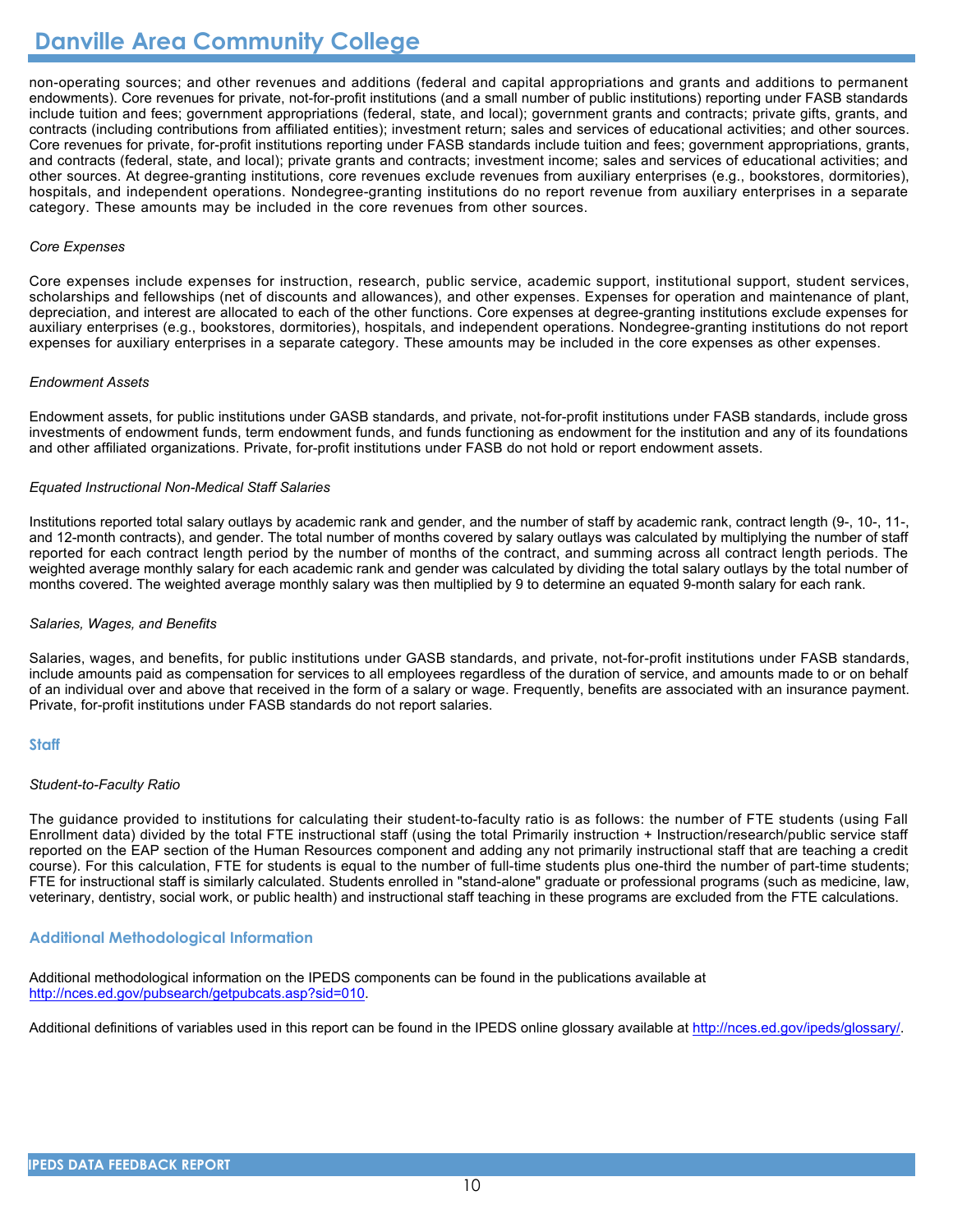non-operating sources; and other revenues and additions (federal and capital appropriations and grants and additions to permanent endowments). Core revenues for private, not-for-profit institutions (and a small number of public institutions) reporting under FASB standards include tuition and fees; government appropriations (federal, state, and local); government grants and contracts; private gifts, grants, and contracts (including contributions from affiliated entities); investment return; sales and services of educational activities; and other sources. Core revenues for private, for-profit institutions reporting under FASB standards include tuition and fees; government appropriations, grants, and contracts (federal, state, and local); private grants and contracts; investment income; sales and services of educational activities; and other sources. At degree-granting institutions, core revenues exclude revenues from auxiliary enterprises (e.g., bookstores, dormitories), hospitals, and independent operations. Nondegree-granting institutions do no report revenue from auxiliary enterprises in a separate category. These amounts may be included in the core revenues from other sources.

*Core Expenses*

Core expenses include expenses for instruction, research, public service, academic support, institutional support, student services, scholarships and fellowships (net of discounts and allowances), and other expenses. Expenses for operation and maintenance of plant, depreciation, and interest are allocated to each of the other functions. Core expenses at degree-granting institutions exclude expenses for auxiliary enterprises (e.g., bookstores, dormitories), hospitals, and independent operations. Nondegree-granting institutions do not report expenses for auxiliary enterprises in a separate category. These amounts may be included in the core expenses as other expenses.

*Endowment Assets*

Endowment assets, for public institutions under GASB standards, and private, not-for-profit institutions under FASB standards, include gross investments of endowment funds, term endowment funds, and funds functioning as endowment for the institution and any of its foundations and other affiliated organizations. Private, for-profit institutions under FASB do not hold or report endowment assets.

*Equated Instructional Non-Medical Staff Salaries*

Institutions reported total salary outlays by academic rank and gender, and the number of staff by academic rank, contract length (9-, 10-, 11-, and 12-month contracts), and gender. The total number of months covered by salary outlays was calculated by multiplying the number of staff reported for each contract length period by the number of months of the contract, and summing across all contract length periods. The weighted average monthly salary for each academic rank and gender was calculated by dividing the total salary outlays by the total number of months covered. The weighted average monthly salary was then multiplied by 9 to determine an equated 9-month salary for each rank.

*Salaries, Wages, and Benefits*

Salaries, wages, and benefits, for public institutions under GASB standards, and private, not-for-profit institutions under FASB standards, include amounts paid as compensation for services to all employees regardless of the duration of service, and amounts made to or on behalf of an individual over and above that received in the form of a salary or wage. Frequently, benefits are associated with an insurance payment. Private, for-profit institutions under FASB standards do not report salaries.

## Staff

*Student-to-Faculty Ratio*

The guidance provided to institutions for calculating their student-to-faculty ratio is as follows: the number of FTE students (using Fall Enrollment data) divided by the total FTE instructional staff (using the total Primarily instruction + Instruction/research/public service staff reported on the EAP section of the Human Resources component and adding any not primarily instructional staff that are teaching a credit course). For this calculation, FTE for students is equal to the number of full-time students plus one-third the number of part-time students; FTE for instructional staff is similarly calculated. Students enrolled in "stand-alone" graduate or professional programs (such as medicine, law, veterinary, dentistry, social work, or public health) and instructional staff teaching in these programs are excluded from the FTE calculations.

## Additional Methodological Information

Additional methodological information on the IPEDS components can be found in the publications available at http://nces.ed.gov/pubsearch/getpubcats.asp?sid=010.

Additional definitions of variables used in this report can be found in the IPEDS online glossary available at http://nces.ed.gov/ipeds/glossary/.